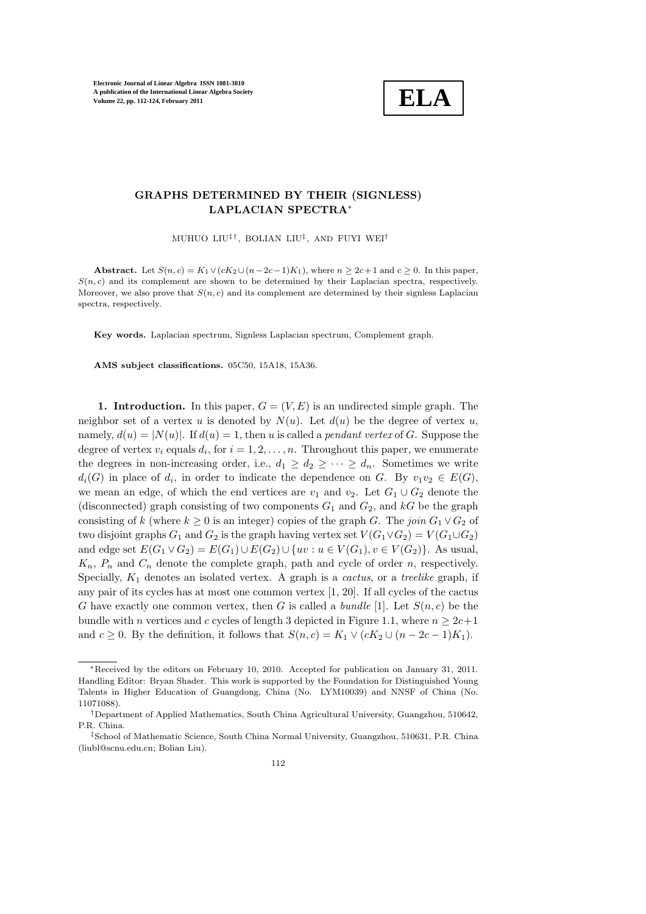# GRAPHS DETERMINED BY THEIR (SIGNLESS) LAPLACIAN SPECTRA*

MUHUO LIU‡†, BOLIAN LIU‡, AND FUYI WEI†

**Abstract.** Let $S(n, c) = K_1 \vee (cK_2 \cup (n-2c-1)K_1)$, where $n \geq 2c+1$ and $c \geq 0$. In this paper, $S(n, c)$ and its complement are shown to be determined by their Laplacian spectra, respectively. Moreover, we also prove that $S(n, c)$ and its complement are determined by their signless Laplacian spectra, respectively.

**Key words.** Laplacian spectrum, Signless Laplacian spectrum, Complement graph.

**AMS subject classifications.** 05C50, 15A18, 15A36.

**1. Introduction.** In this paper, $G = (V, E)$ is an undirected simple graph. The neighbor set of a vertex $u$ is denoted by $N(u)$. Let $d(u)$ be the degree of vertex $u$, namely, $d(u) = |N(u)|$. If $d(u) = 1$, then $u$ is called a *pendant vertex* of $G$. Suppose the degree of vertex $v_i$ equals $d_i$, for $i = 1, 2, \ldots, n$. Throughout this paper, we enumerate the degrees in non-increasing order, i.e., $d_1 \geq d_2 \geq \cdots \geq d_n$. Sometimes we write $d_i(G)$ in place of $d_i$, in order to indicate the dependence on $G$. By $v_1v_2 \in E(G)$, we mean an edge, of which the end vertices are $v_1$ and $v_2$. Let $G_1 \cup G_2$ denote the (disconnected) graph consisting of two components $G_1$ and $G_2$, and $kG$ be the graph consisting of $k$ (where $k \geq 0$ is an integer) copies of the graph $G$. The *join* $G_1 \vee G_2$ of two disjoint graphs $G_1$ and $G_2$ is the graph having vertex set $V(G_1 \vee G_2) = V(G_1 \cup G_2)$ and edge set $E(G_1 \vee G_2) = E(G_1) \cup E(G_2) \cup \{uv : u \in V(G_1), v \in V(G_2)\}$. As usual, $K_n$, $P_n$ and $C_n$ denote the complete graph, path and cycle of order $n$, respectively. Specially, $K_1$ denotes an isolated vertex. A graph is a *cactus*, or a *treelike* graph, if any pair of its cycles has at most one common vertex [1, 20]. If all cycles of the cactus $G$ have exactly one common vertex, then $G$ is called a *bundle* [1]. Let $S(n, c)$ be the bundle with $n$ vertices and $c$ cycles of length 3 depicted in Figure 1.1, where $n \geq 2c+1$ and $c \geq 0$. By the definition, it follows that $S(n, c) = K_1 \vee (cK_2 \cup (n-2c-1)K_1)$.

---

*Received by the editors on February 10, 2010. Accepted for publication on January 31, 2011. Handling Editor: Bryan Shader. This work is supported by the Foundation for Distinguished Young Talents in Higher Education of Guangdong, China (No. LYM10039) and NNSF of China (No. 11071088).

†Department of Applied Mathematics, South China Agricultural University, Guangzhou, 510642, P.R. China.

‡School of Mathematic Science, South China Normal University, Guangzhou, 510631, P.R. China (liubl@scnu.edu.cn; Bolian Liu).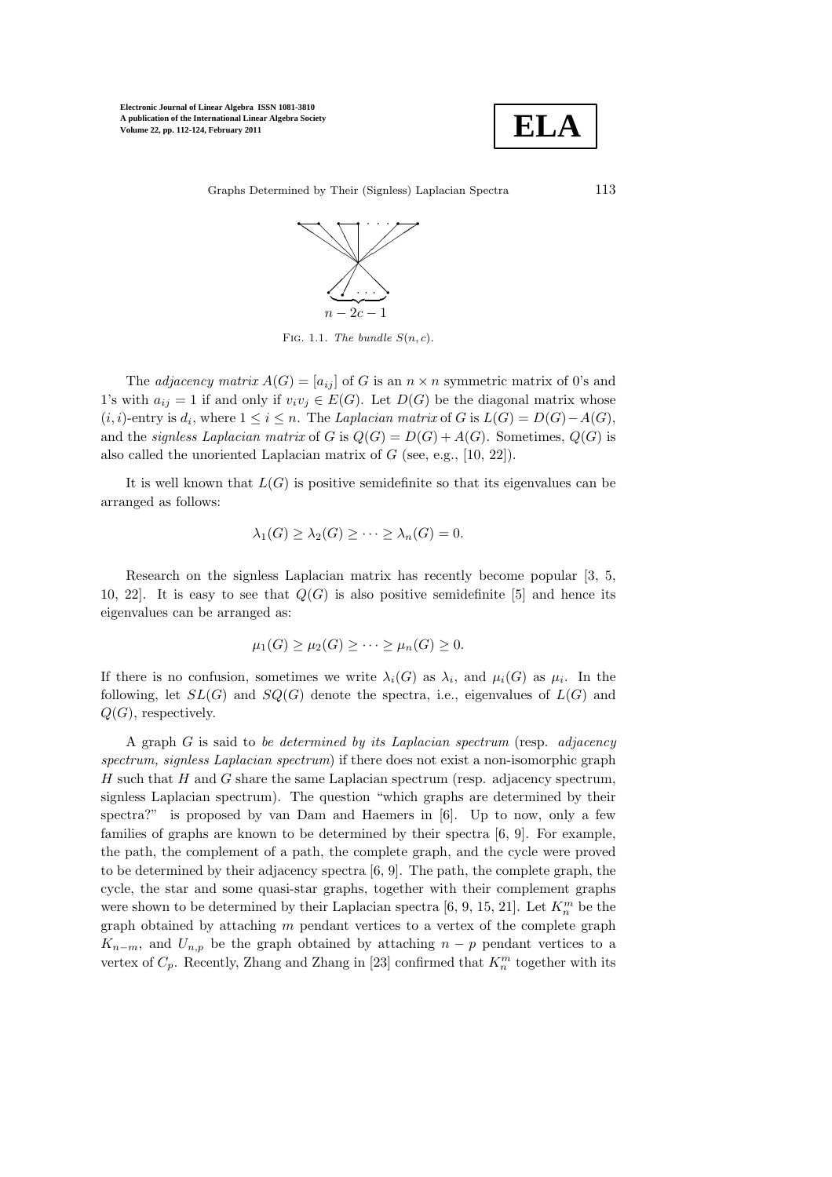FIG. 1.1. *The bundle* $S(n, c)$.

The *adjacency matrix* $A(G) = [a_{ij}]$ of $G$ is an $n \times n$ symmetric matrix of 0's and 1's with $a_{ij} = 1$ if and only if $v_i v_j \in E(G)$. Let $D(G)$ be the diagonal matrix whose $(i, i)$-entry is $d_i$, where $1 \leq i \leq n$. The *Laplacian matrix* of $G$ is $L(G) = D(G) - A(G)$, and the *signless Laplacian matrix* of $G$ is $Q(G) = D(G) + A(G)$. Sometimes, $Q(G)$ is also called the unoriented Laplacian matrix of $G$ (see, e.g., [10, 22]).

It is well known that $L(G)$ is positive semidefinite so that its eigenvalues can be arranged as follows:

$$\lambda_1(G) \geq \lambda_2(G) \geq \cdots \geq \lambda_n(G) = 0.$$

Research on the signless Laplacian matrix has recently become popular [3, 5, 10, 22]. It is easy to see that $Q(G)$ is also positive semidefinite [5] and hence its eigenvalues can be arranged as:

$$\mu_1(G) \geq \mu_2(G) \geq \cdots \geq \mu_n(G) \geq 0.$$

If there is no confusion, sometimes we write $\lambda_i(G)$ as $\lambda_i$, and $\mu_i(G)$ as $\mu_i$. In the following, let $SL(G)$ and $SQ(G)$ denote the spectra, i.e., eigenvalues of $L(G)$ and $Q(G)$, respectively.

A graph $G$ is said to *be determined by its Laplacian spectrum* (resp. *adjacency spectrum, signless Laplacian spectrum*) if there does not exist a non-isomorphic graph $H$ such that $H$ and $G$ share the same Laplacian spectrum (resp. adjacency spectrum, signless Laplacian spectrum). The question "which graphs are determined by their spectra?" is proposed by van Dam and Haemers in [6]. Up to now, only a few families of graphs are known to be determined by their spectra [6, 9]. For example, the path, the complement of a path, the complete graph, and the cycle were proved to be determined by their adjacency spectra [6, 9]. The path, the complete graph, the cycle, the star and some quasi-star graphs, together with their complement graphs were shown to be determined by their Laplacian spectra [6, 9, 15, 21]. Let $K_n^m$ be the graph obtained by attaching $m$ pendant vertices to a vertex of the complete graph $K_{n-m}$, and $U_{n,p}$ be the graph obtained by attaching $n - p$ pendant vertices to a vertex of $C_p$. Recently, Zhang and Zhang in [23] confirmed that $K_n^m$ together with its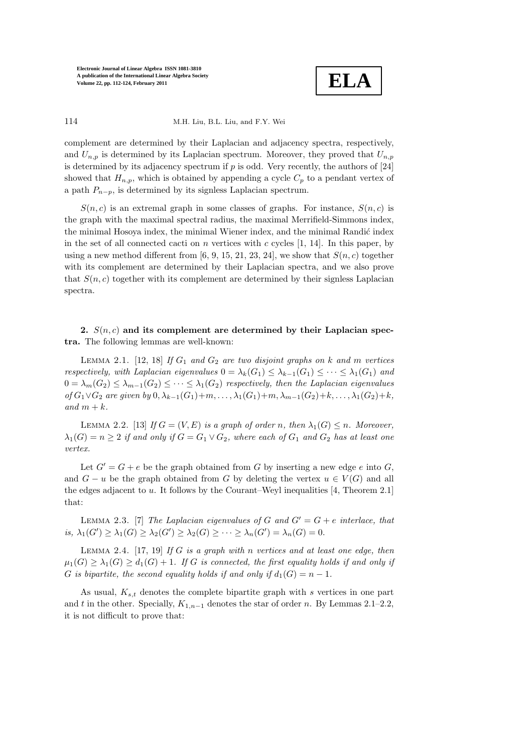complement are determined by their Laplacian and adjacency spectra, respectively, and $U_{n,p}$ is determined by its Laplacian spectrum. Moreover, they proved that $U_{n,p}$ is determined by its adjacency spectrum if $p$ is odd. Very recently, the authors of [24] showed that $H_{n,p}$, which is obtained by appending a cycle $C_p$ to a pendant vertex of a path $P_{n-p}$, is determined by its signless Laplacian spectrum.

$S(n, c)$ is an extremal graph in some classes of graphs. For instance, $S(n, c)$ is the graph with the maximal spectral radius, the maximal Merrifield-Simmons index, the minimal Hosoya index, the minimal Wiener index, and the minimal Randić index in the set of all connected cacti on $n$ vertices with $c$ cycles [1, 14]. In this paper, by using a new method different from [6, 9, 15, 21, 23, 24], we show that $S(n, c)$ together with its complement are determined by their Laplacian spectra, and we also prove that $S(n, c)$ together with its complement are determined by their signless Laplacian spectra.

## 2. $S(n, c)$ and its complement are determined by their Laplacian spectra.

The following lemmas are well-known:

Lemma 2.1. [12, 18] *If $G_1$ and $G_2$ are two disjoint graphs on $k$ and $m$ vertices respectively, with Laplacian eigenvalues $0 = \lambda_k(G_1) \le \lambda_{k-1}(G_1) \le \cdots \le \lambda_1(G_1)$ and $0 = \lambda_m(G_2) \le \lambda_{m-1}(G_2) \le \cdots \le \lambda_1(G_2)$ respectively, then the Laplacian eigenvalues of $G_1 \vee G_2$ are given by $0, \lambda_{k-1}(G_1)+m, \ldots, \lambda_1(G_1)+m, \lambda_{m-1}(G_2)+k, \ldots, \lambda_1(G_2)+k$, and $m + k$.*

Lemma 2.2. [13] *If $G = (V, E)$ is a graph of order $n$, then $\lambda_1(G) \le n$. Moreover, $\lambda_1(G) = n \ge 2$ if and only if $G = G_1 \vee G_2$, where each of $G_1$ and $G_2$ has at least one vertex.*

Let $G' = G + e$ be the graph obtained from $G$ by inserting a new edge $e$ into $G$, and $G - u$ be the graph obtained from $G$ by deleting the vertex $u \in V(G)$ and all the edges adjacent to $u$. It follows by the Courant–Weyl inequalities [4, Theorem 2.1] that:

Lemma 2.3. [7] *The Laplacian eigenvalues of $G$ and $G' = G + e$ interlace, that is, $\lambda_1(G') \ge \lambda_1(G) \ge \lambda_2(G') \ge \lambda_2(G) \ge \cdots \ge \lambda_n(G') = \lambda_n(G) = 0$.*

Lemma 2.4. [17, 19] *If $G$ is a graph with $n$ vertices and at least one edge, then $\mu_1(G) \ge \lambda_1(G) \ge d_1(G) + 1$. If $G$ is connected, the first equality holds if and only if $G$ is bipartite, the second equality holds if and only if $d_1(G) = n - 1$.*

As usual, $K_{s,t}$ denotes the complete bipartite graph with $s$ vertices in one part and $t$ in the other. Specially, $K_{1,n-1}$ denotes the star of order $n$. By Lemmas 2.1–2.2, it is not difficult to prove that: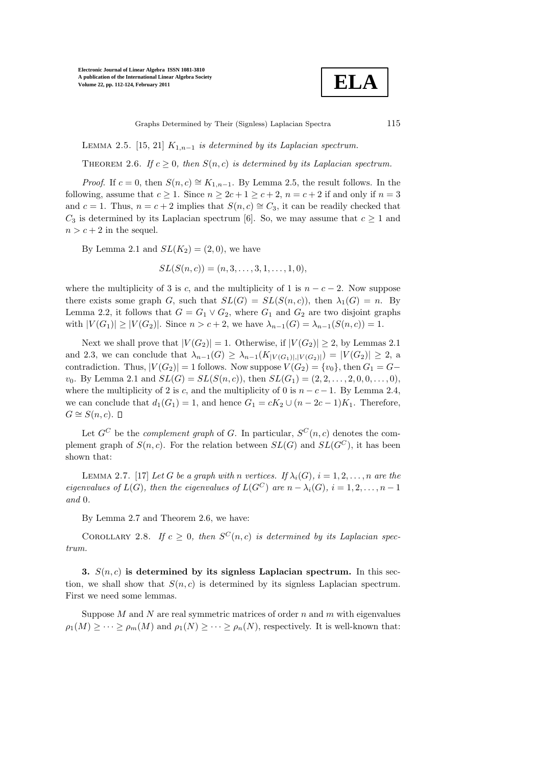LEMMA 2.5. [15, 21] $K_{1,n-1}$ *is determined by its Laplacian spectrum.*

THEOREM 2.6. *If $c \geq 0$, then $S(n,c)$ is determined by its Laplacian spectrum.*

*Proof.* If $c = 0$, then $S(n,c) \cong K_{1,n-1}$. By Lemma 2.5, the result follows. In the following, assume that $c \geq 1$. Since $n \geq 2c+1 \geq c+2$, $n = c+2$ if and only if $n = 3$ and $c = 1$. Thus, $n = c+2$ implies that $S(n,c) \cong C_3$, it can be readily checked that $C_3$ is determined by its Laplacian spectrum [6]. So, we may assume that $c \geq 1$ and $n > c+2$ in the sequel.

By Lemma 2.1 and $SL(K_2) = (2,0)$, we have

$$SL(S(n,c)) = (n, 3, \ldots, 3, 1, \ldots, 1, 0),$$

where the multiplicity of 3 is $c$, and the multiplicity of 1 is $n-c-2$. Now suppose there exists some graph $G$, such that $SL(G) = SL(S(n,c))$, then $\lambda_1(G) = n$. By Lemma 2.2, it follows that $G = G_1 \vee G_2$, where $G_1$ and $G_2$ are two disjoint graphs with $|V(G_1)| \geq |V(G_2)|$. Since $n > c+2$, we have $\lambda_{n-1}(G) = \lambda_{n-1}(S(n,c)) = 1$.

Next we shall prove that $|V(G_2)| = 1$. Otherwise, if $|V(G_2)| \geq 2$, by Lemmas 2.1 and 2.3, we can conclude that $\lambda_{n-1}(G) \geq \lambda_{n-1}(K_{|V(G_1)|,|V(G_2)|}) = |V(G_2)| \geq 2$, a contradiction. Thus, $|V(G_2)| = 1$ follows. Now suppose $V(G_2) = \{v_0\}$, then $G_1 = G - v_0$. By Lemma 2.1 and $SL(G) = SL(S(n,c))$, then $SL(G_1) = (2, 2, \ldots, 2, 0, 0, \ldots, 0)$, where the multiplicity of 2 is $c$, and the multiplicity of 0 is $n-c-1$. By Lemma 2.4, we can conclude that $d_1(G_1) = 1$, and hence $G_1 = cK_2 \cup (n-2c-1)K_1$. Therefore, $G \cong S(n,c)$. $\square$

Let $G^C$ be the *complement graph* of $G$. In particular, $S^C(n,c)$ denotes the complement graph of $S(n,c)$. For the relation between $SL(G)$ and $SL(G^C)$, it has been shown that:

LEMMA 2.7. [17] *Let $G$ be a graph with $n$ vertices. If $\lambda_i(G)$, $i = 1, 2, \ldots, n$ are the eigenvalues of $L(G)$, then the eigenvalues of $L(G^C)$ are $n - \lambda_i(G)$, $i = 1, 2, \ldots, n-1$ and 0.*

By Lemma 2.7 and Theorem 2.6, we have:

COROLLARY 2.8. *If $c \geq 0$, then $S^C(n,c)$ is determined by its Laplacian spectrum.*

**3. $S(n,c)$ is determined by its signless Laplacian spectrum.** In this section, we shall show that $S(n,c)$ is determined by its signless Laplacian spectrum. First we need some lemmas.

Suppose $M$ and $N$ are real symmetric matrices of order $n$ and $m$ with eigenvalues $\rho_1(M) \geq \cdots \geq \rho_m(M)$ and $\rho_1(N) \geq \cdots \geq \rho_n(N)$, respectively. It is well-known that: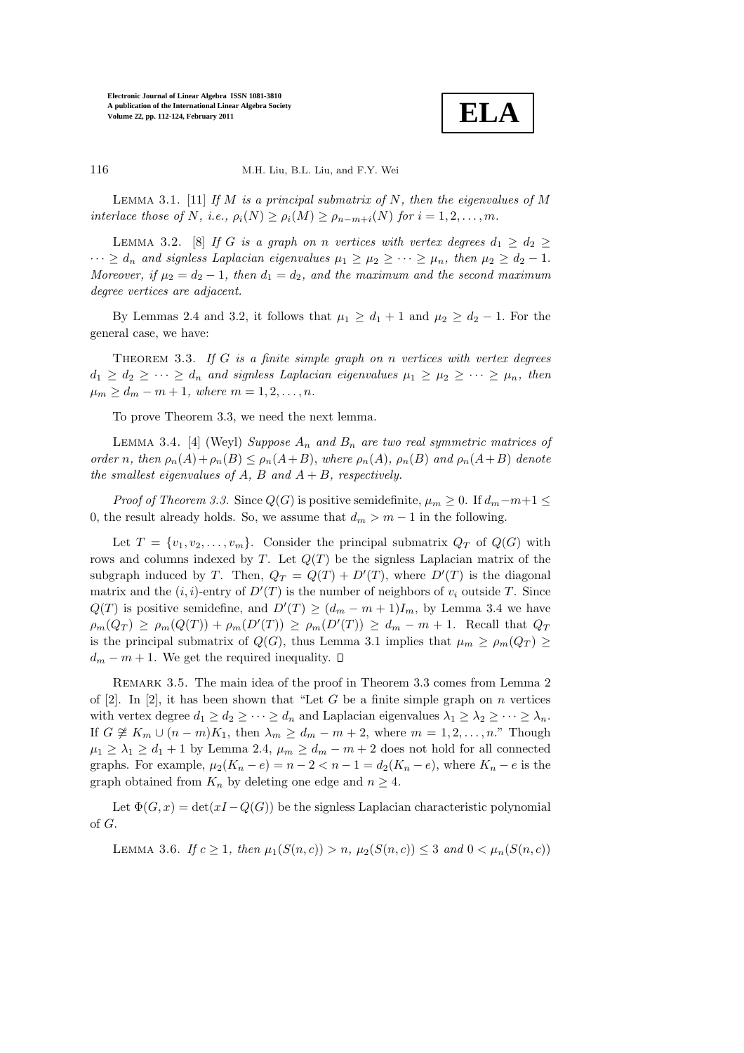Lemma 3.1. [11] *If $M$ is a principal submatrix of $N$, then the eigenvalues of $M$ interlace those of $N$, i.e., $\rho_i(N) \geq \rho_i(M) \geq \rho_{n-m+i}(N)$ for $i = 1, 2, \ldots, m$.*

Lemma 3.2. [8] *If $G$ is a graph on $n$ vertices with vertex degrees $d_1 \geq d_2 \geq \cdots \geq d_n$ and signless Laplacian eigenvalues $\mu_1 \geq \mu_2 \geq \cdots \geq \mu_n$, then $\mu_2 \geq d_2 - 1$. Moreover, if $\mu_2 = d_2 - 1$, then $d_1 = d_2$, and the maximum and the second maximum degree vertices are adjacent.*

By Lemmas 2.4 and 3.2, it follows that $\mu_1 \geq d_1 + 1$ and $\mu_2 \geq d_2 - 1$. For the general case, we have:

Theorem 3.3. *If $G$ is a finite simple graph on $n$ vertices with vertex degrees $d_1 \geq d_2 \geq \cdots \geq d_n$ and signless Laplacian eigenvalues $\mu_1 \geq \mu_2 \geq \cdots \geq \mu_n$, then $\mu_m \geq d_m - m + 1$, where $m = 1, 2, \ldots, n$.*

To prove Theorem 3.3, we need the next lemma.

Lemma 3.4. [4] (Weyl) *Suppose $A_n$ and $B_n$ are two real symmetric matrices of order $n$, then $\rho_n(A) + \rho_n(B) \leq \rho_n(A+B)$, where $\rho_n(A)$, $\rho_n(B)$ and $\rho_n(A+B)$ denote the smallest eigenvalues of $A$, $B$ and $A+B$, respectively.*

*Proof of Theorem 3.3.* Since $Q(G)$ is positive semidefinite, $\mu_m \geq 0$. If $d_m - m + 1 \leq 0$, the result already holds. So, we assume that $d_m > m - 1$ in the following.

Let $T = \{v_1, v_2, \ldots, v_m\}$. Consider the principal submatrix $Q_T$ of $Q(G)$ with rows and columns indexed by $T$. Let $Q(T)$ be the signless Laplacian matrix of the subgraph induced by $T$. Then, $Q_T = Q(T) + D'(T)$, where $D'(T)$ is the diagonal matrix and the $(i, i)$-entry of $D'(T)$ is the number of neighbors of $v_i$ outside $T$. Since $Q(T)$ is positive semidefine, and $D'(T) \geq (d_m - m + 1)I_m$, by Lemma 3.4 we have $\rho_m(Q_T) \geq \rho_m(Q(T)) + \rho_m(D'(T)) \geq \rho_m(D'(T)) \geq d_m - m + 1$. Recall that $Q_T$ is the principal submatrix of $Q(G)$, thus Lemma 3.1 implies that $\mu_m \geq \rho_m(Q_T) \geq d_m - m + 1$. We get the required inequality. $\square$

Remark 3.5. The main idea of the proof in Theorem 3.3 comes from Lemma 2 of [2]. In [2], it has been shown that "Let $G$ be a finite simple graph on $n$ vertices with vertex degree $d_1 \geq d_2 \geq \cdots \geq d_n$ and Laplacian eigenvalues $\lambda_1 \geq \lambda_2 \geq \cdots \geq \lambda_n$. If $G \ncong K_m \cup (n-m)K_1$, then $\lambda_m \geq d_m - m + 2$, where $m = 1, 2, \ldots, n$." Though $\mu_1 \geq \lambda_1 \geq d_1 + 1$ by Lemma 2.4, $\mu_m \geq d_m - m + 2$ does not hold for all connected graphs. For example, $\mu_2(K_n - e) = n - 2 < n - 1 = d_2(K_n - e)$, where $K_n - e$ is the graph obtained from $K_n$ by deleting one edge and $n \geq 4$.

Let $\Phi(G, x) = \det(xI - Q(G))$ be the signless Laplacian characteristic polynomial of $G$.

Lemma 3.6. *If $c \geq 1$, then $\mu_1(S(n, c)) > n$, $\mu_2(S(n, c)) \leq 3$ and $0 < \mu_n(S(n, c))$*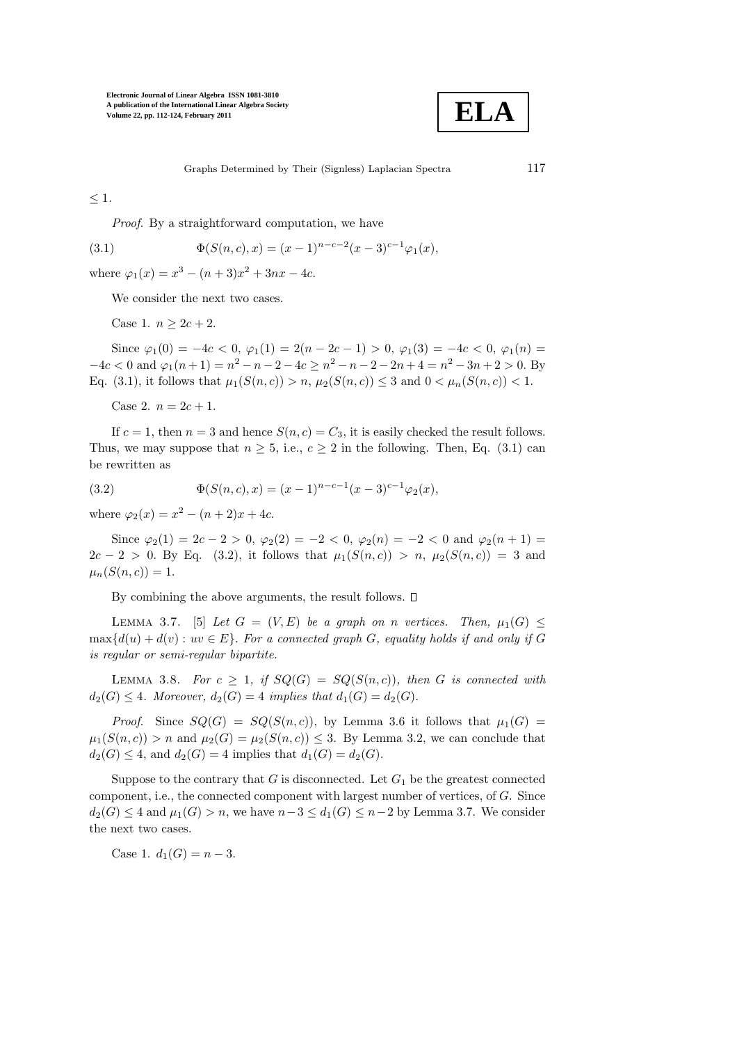$\leq 1$.

*Proof.* By a straightforward computation, we have

$$\Phi(S(n,c),x) = (x-1)^{n-c-2}(x-3)^{c-1}\varphi_1(x), \tag{3.1}$$

where $\varphi_1(x) = x^3 - (n+3)x^2 + 3nx - 4c$.

We consider the next two cases.

Case 1. $n \geq 2c+2$.

Since $\varphi_1(0) = -4c < 0$, $\varphi_1(1) = 2(n-2c-1) > 0$, $\varphi_1(3) = -4c < 0$, $\varphi_1(n) = -4c < 0$ and $\varphi_1(n+1) = n^2 - n - 2 - 4c \geq n^2 - n - 2 - 2n + 4 = n^2 - 3n + 2 > 0$. By Eq. (3.1), it follows that $\mu_1(S(n,c)) > n$, $\mu_2(S(n,c)) \leq 3$ and $0 < \mu_n(S(n,c)) < 1$.

Case 2. $n = 2c+1$.

If $c = 1$, then $n = 3$ and hence $S(n,c) = C_3$, it is easily checked the result follows. Thus, we may suppose that $n \geq 5$, i.e., $c \geq 2$ in the following. Then, Eq. (3.1) can be rewritten as

$$\Phi(S(n,c),x) = (x-1)^{n-c-1}(x-3)^{c-1}\varphi_2(x), \tag{3.2}$$

where $\varphi_2(x) = x^2 - (n+2)x + 4c$.

Since $\varphi_2(1) = 2c-2 > 0$, $\varphi_2(2) = -2 < 0$, $\varphi_2(n) = -2 < 0$ and $\varphi_2(n+1) = 2c-2 > 0$. By Eq. (3.2), it follows that $\mu_1(S(n,c)) > n$, $\mu_2(S(n,c)) = 3$ and $\mu_n(S(n,c)) = 1$.

By combining the above arguments, the result follows. $\square$

Lemma 3.7. [5] *Let $G = (V,E)$ be a graph on $n$ vertices. Then, $\mu_1(G) \leq \max\{d(u) + d(v) : uv \in E\}$. For a connected graph $G$, equality holds if and only if $G$ is regular or semi-regular bipartite.*

Lemma 3.8. *For $c \geq 1$, if $SQ(G) = SQ(S(n,c))$, then $G$ is connected with $d_2(G) \leq 4$. Moreover, $d_2(G) = 4$ implies that $d_1(G) = d_2(G)$.*

*Proof.* Since $SQ(G) = SQ(S(n,c))$, by Lemma 3.6 it follows that $\mu_1(G) = \mu_1(S(n,c)) > n$ and $\mu_2(G) = \mu_2(S(n,c)) \leq 3$. By Lemma 3.2, we can conclude that $d_2(G) \leq 4$, and $d_2(G) = 4$ implies that $d_1(G) = d_2(G)$.

Suppose to the contrary that $G$ is disconnected. Let $G_1$ be the greatest connected component, i.e., the connected component with largest number of vertices, of $G$. Since $d_2(G) \leq 4$ and $\mu_1(G) > n$, we have $n-3 \leq d_1(G) \leq n-2$ by Lemma 3.7. We consider the next two cases.

Case 1. $d_1(G) = n-3$.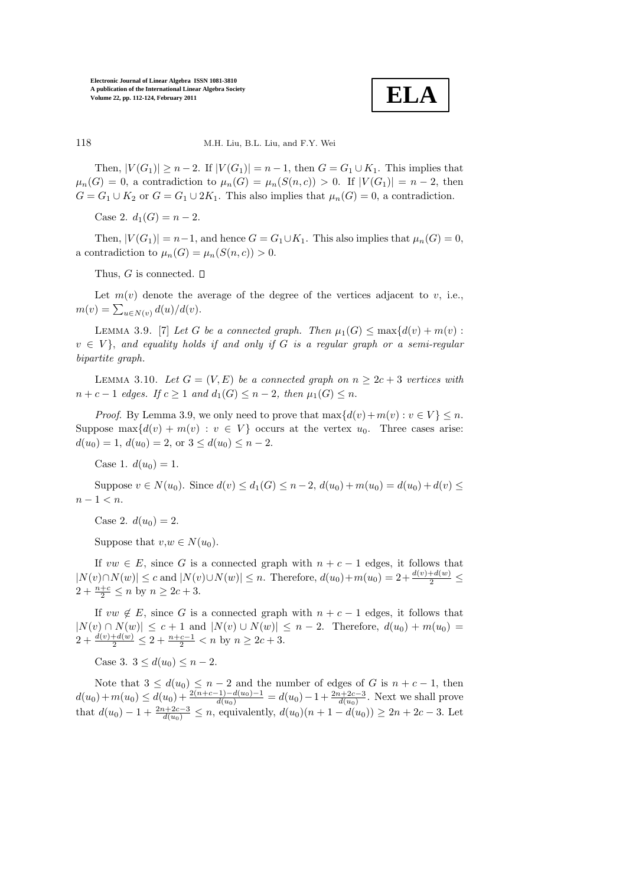Then, $|V(G_1)| \geq n-2$. If $|V(G_1)| = n-1$, then $G = G_1 \cup K_1$. This implies that $\mu_n(G) = 0$, a contradiction to $\mu_n(G) = \mu_n(S(n,c)) > 0$. If $|V(G_1)| = n-2$, then $G = G_1 \cup K_2$ or $G = G_1 \cup 2K_1$. This also implies that $\mu_n(G) = 0$, a contradiction.

Case 2. $d_1(G) = n-2$.

Then, $|V(G_1)| = n-1$, and hence $G = G_1 \cup K_1$. This also implies that $\mu_n(G) = 0$, a contradiction to $\mu_n(G) = \mu_n(S(n,c)) > 0$.

Thus, $G$ is connected. □

Let $m(v)$ denote the average of the degree of the vertices adjacent to $v$, i.e., $m(v) = \sum_{u \in N(v)} d(u)/d(v)$.

Lemma 3.9. [7] *Let $G$ be a connected graph. Then $\mu_1(G) \leq \max\{d(v) + m(v) : v \in V\}$, and equality holds if and only if $G$ is a regular graph or a semi-regular bipartite graph.*

Lemma 3.10. *Let $G = (V, E)$ be a connected graph on $n \geq 2c+3$ vertices with $n + c - 1$ edges. If $c \geq 1$ and $d_1(G) \leq n-2$, then $\mu_1(G) \leq n$.*

*Proof.* By Lemma 3.9, we only need to prove that $\max\{d(v)+m(v) : v \in V\} \leq n$. Suppose $\max\{d(v) + m(v) : v \in V\}$ occurs at the vertex $u_0$. Three cases arise: $d(u_0) = 1$, $d(u_0) = 2$, or $3 \leq d(u_0) \leq n-2$.

Case 1. $d(u_0) = 1$.

Suppose $v \in N(u_0)$. Since $d(v) \leq d_1(G) \leq n-2$, $d(u_0) + m(u_0) = d(u_0) + d(v) \leq n-1 < n$.

Case 2. $d(u_0) = 2$.

Suppose that $v, w \in N(u_0)$.

If $vw \in E$, since $G$ is a connected graph with $n+c-1$ edges, it follows that $|N(v) \cap N(w)| \leq c$ and $|N(v) \cup N(w)| \leq n$. Therefore, $d(u_0) + m(u_0) = 2 + \frac{d(v)+d(w)}{2} \leq 2 + \frac{n+c}{2} \leq n$ by $n \geq 2c+3$.

If $vw \notin E$, since $G$ is a connected graph with $n+c-1$ edges, it follows that $|N(v) \cap N(w)| \leq c+1$ and $|N(v) \cup N(w)| \leq n-2$. Therefore, $d(u_0) + m(u_0) = 2 + \frac{d(v)+d(w)}{2} \leq 2 + \frac{n+c-1}{2} < n$ by $n \geq 2c+3$.

Case 3. $3 \leq d(u_0) \leq n-2$.

Note that $3 \leq d(u_0) \leq n-2$ and the number of edges of $G$ is $n+c-1$, then $d(u_0) + m(u_0) \leq d(u_0) + \frac{2(n+c-1)-d(u_0)-1}{d(u_0)} = d(u_0) - 1 + \frac{2n+2c-3}{d(u_0)}$. Next we shall prove that $d(u_0) - 1 + \frac{2n+2c-3}{d(u_0)} \leq n$, equivalently, $d(u_0)(n+1-d(u_0)) \geq 2n+2c-3$. Let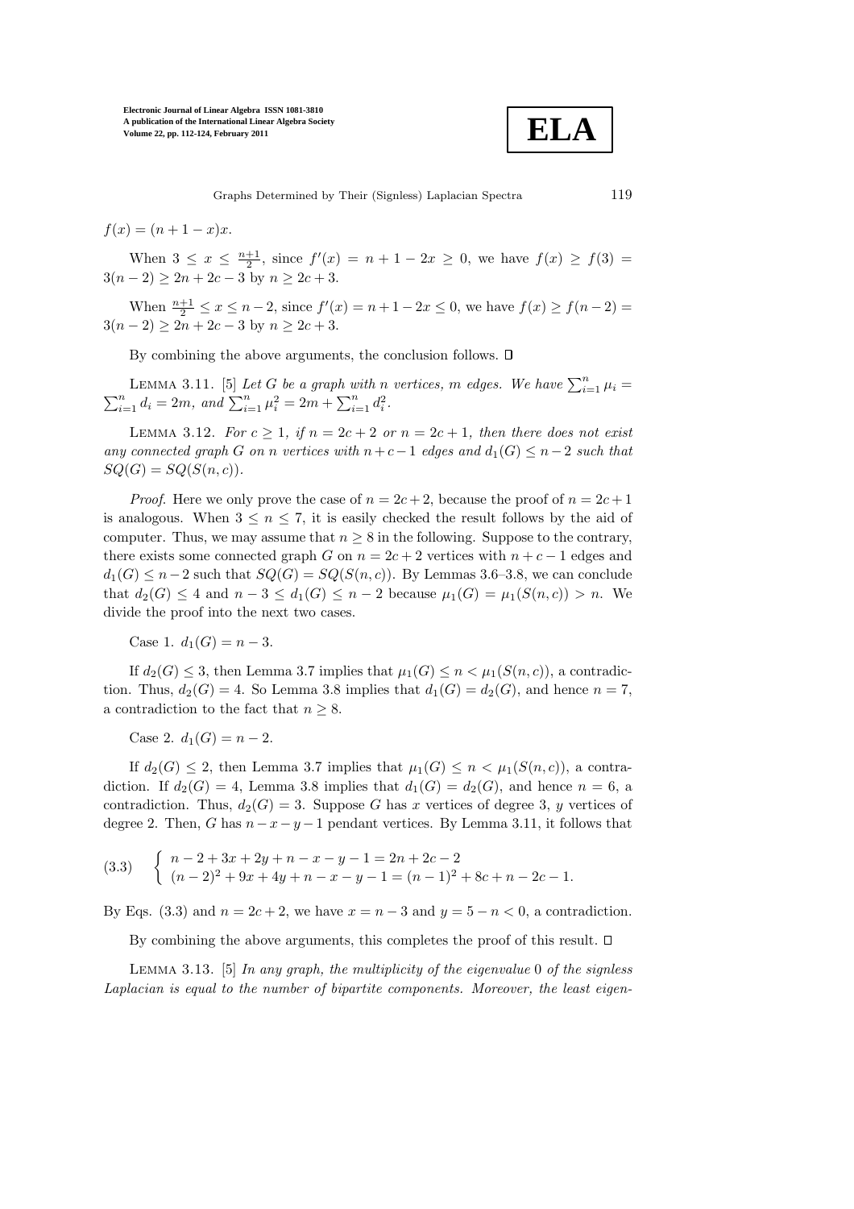$f(x) = (n + 1 - x)x.$

When $3 \leq x \leq \frac{n+1}{2}$, since $f'(x) = n + 1 - 2x \geq 0$, we have $f(x) \geq f(3) = 3(n-2) \geq 2n + 2c - 3$ by $n \geq 2c + 3$.

When $\frac{n+1}{2} \leq x \leq n - 2$, since $f'(x) = n + 1 - 2x \leq 0$, we have $f(x) \geq f(n-2) = 3(n-2) \geq 2n + 2c - 3$ by $n \geq 2c + 3$.

By combining the above arguments, the conclusion follows. □

Lemma 3.11. [5] *Let $G$ be a graph with $n$ vertices, $m$ edges. We have $\sum_{i=1}^{n} \mu_i = \sum_{i=1}^{n} d_i = 2m$, and $\sum_{i=1}^{n} \mu_i^2 = 2m + \sum_{i=1}^{n} d_i^2$.*

Lemma 3.12. *For $c \geq 1$, if $n = 2c+2$ or $n = 2c+1$, then there does not exist any connected graph $G$ on $n$ vertices with $n+c-1$ edges and $d_1(G) \leq n-2$ such that $SQ(G) = SQ(S(n,c))$.*

*Proof*. Here we only prove the case of $n = 2c+2$, because the proof of $n = 2c+1$ is analogous. When $3 \leq n \leq 7$, it is easily checked the result follows by the aid of computer. Thus, we may assume that $n \geq 8$ in the following. Suppose to the contrary, there exists some connected graph $G$ on $n = 2c+2$ vertices with $n+c-1$ edges and $d_1(G) \leq n-2$ such that $SQ(G) = SQ(S(n,c))$. By Lemmas 3.6–3.8, we can conclude that $d_2(G) \leq 4$ and $n-3 \leq d_1(G) \leq n-2$ because $\mu_1(G) = \mu_1(S(n,c)) > n$. We divide the proof into the next two cases.

Case 1. $d_1(G) = n - 3$.

If $d_2(G) \leq 3$, then Lemma 3.7 implies that $\mu_1(G) \leq n < \mu_1(S(n,c))$, a contradiction. Thus, $d_2(G) = 4$. So Lemma 3.8 implies that $d_1(G) = d_2(G)$, and hence $n = 7$, a contradiction to the fact that $n \geq 8$.

Case 2. $d_1(G) = n - 2$.

If $d_2(G) \leq 2$, then Lemma 3.7 implies that $\mu_1(G) \leq n < \mu_1(S(n,c))$, a contradiction. If $d_2(G) = 4$, Lemma 3.8 implies that $d_1(G) = d_2(G)$, and hence $n = 6$, a contradiction. Thus, $d_2(G) = 3$. Suppose $G$ has $x$ vertices of degree 3, $y$ vertices of degree 2. Then, $G$ has $n-x-y-1$ pendant vertices. By Lemma 3.11, it follows that

$$\text{(3.3)} \quad \begin{cases} n - 2 + 3x + 2y + n - x - y - 1 = 2n + 2c - 2 \\ (n-2)^2 + 9x + 4y + n - x - y - 1 = (n-1)^2 + 8c + n - 2c - 1. \end{cases}$$

By Eqs. (3.3) and $n = 2c+2$, we have $x = n - 3$ and $y = 5 - n < 0$, a contradiction.

By combining the above arguments, this completes the proof of this result. □

Lemma 3.13. [5] *In any graph, the multiplicity of the eigenvalue 0 of the signless Laplacian is equal to the number of bipartite components. Moreover, the least eigen-*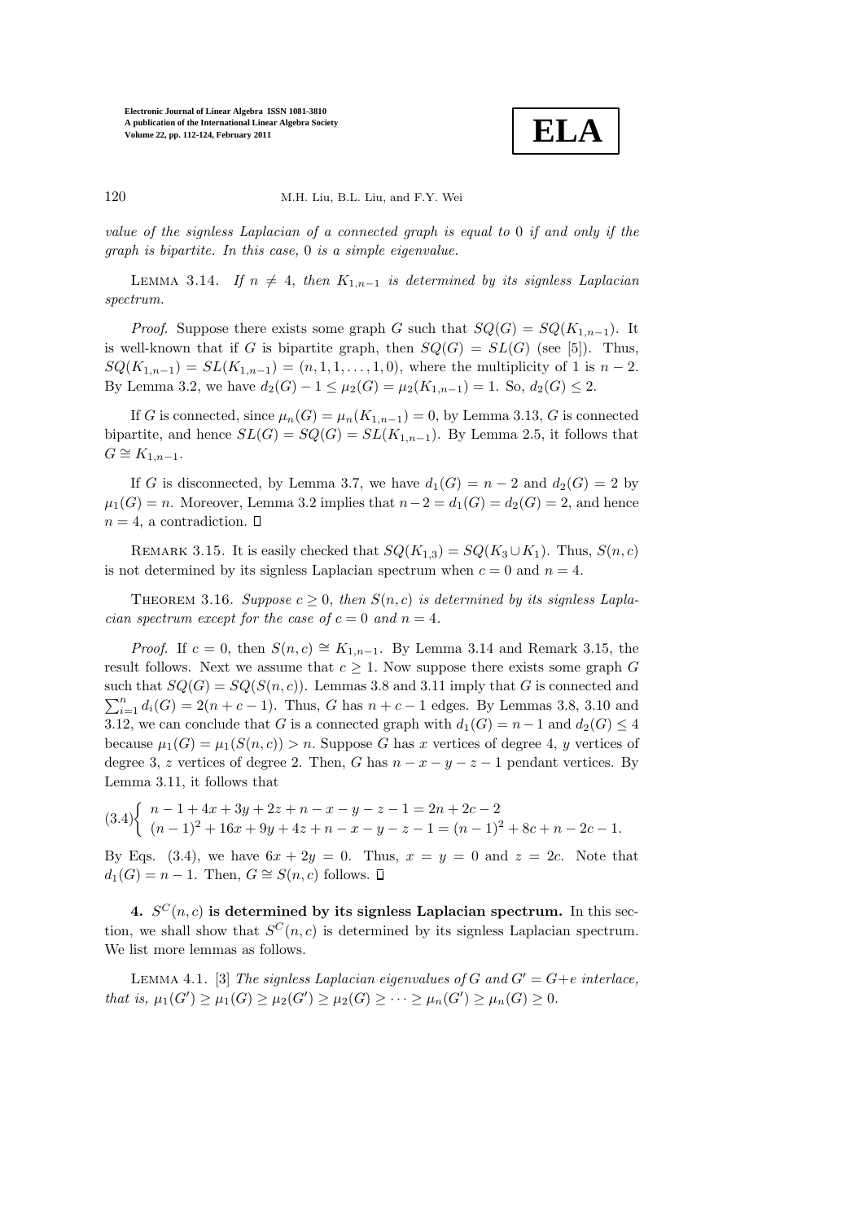*value of the signless Laplacian of a connected graph is equal to* 0 *if and only if the graph is bipartite. In this case,* 0 *is a simple eigenvalue.*

Lemma 3.14. *If $n \neq 4$, then $K_{1,n-1}$ is determined by its signless Laplacian spectrum.*

*Proof*. Suppose there exists some graph $G$ such that $SQ(G) = SQ(K_{1,n-1})$. It is well-known that if $G$ is bipartite graph, then $SQ(G) = SL(G)$ (see [5]). Thus, $SQ(K_{1,n-1}) = SL(K_{1,n-1}) = (n, 1, 1, \ldots, 1, 0)$, where the multiplicity of 1 is $n-2$. By Lemma 3.2, we have $d_2(G) - 1 \leq \mu_2(G) = \mu_2(K_{1,n-1}) = 1$. So, $d_2(G) \leq 2$.

If $G$ is connected, since $\mu_n(G) = \mu_n(K_{1,n-1}) = 0$, by Lemma 3.13, $G$ is connected bipartite, and hence $SL(G) = SQ(G) = SL(K_{1,n-1})$. By Lemma 2.5, it follows that $G \cong K_{1,n-1}$.

If $G$ is disconnected, by Lemma 3.7, we have $d_1(G) = n-2$ and $d_2(G) = 2$ by $\mu_1(G) = n$. Moreover, Lemma 3.2 implies that $n-2 = d_1(G) = d_2(G) = 2$, and hence $n = 4$, a contradiction. $\square$

Remark 3.15. It is easily checked that $SQ(K_{1,3}) = SQ(K_3 \cup K_1)$. Thus, $S(n,c)$ is not determined by its signless Laplacian spectrum when $c = 0$ and $n = 4$.

Theorem 3.16. *Suppose $c \geq 0$, then $S(n,c)$ is determined by its signless Laplacian spectrum except for the case of $c = 0$ and $n = 4$.*

*Proof*. If $c = 0$, then $S(n,c) \cong K_{1,n-1}$. By Lemma 3.14 and Remark 3.15, the result follows. Next we assume that $c \geq 1$. Now suppose there exists some graph $G$ such that $SQ(G) = SQ(S(n,c))$. Lemmas 3.8 and 3.11 imply that $G$ is connected and $\sum_{i=1}^{n} d_i(G) = 2(n+c-1)$. Thus, $G$ has $n+c-1$ edges. By Lemmas 3.8, 3.10 and 3.12, we can conclude that $G$ is a connected graph with $d_1(G) = n-1$ and $d_2(G) \leq 4$ because $\mu_1(G) = \mu_1(S(n,c)) > n$. Suppose $G$ has $x$ vertices of degree 4, $y$ vertices of degree 3, $z$ vertices of degree 2. Then, $G$ has $n-x-y-z-1$ pendant vertices. By Lemma 3.11, it follows that

$$(3.4) \begin{cases} n-1+4x+3y+2z+n-x-y-z-1 = 2n+2c-2 \\ (n-1)^2+16x+9y+4z+n-x-y-z-1 = (n-1)^2+8c+n-2c-1. \end{cases}$$

By Eqs. (3.4), we have $6x + 2y = 0$. Thus, $x = y = 0$ and $z = 2c$. Note that $d_1(G) = n-1$. Then, $G \cong S(n,c)$ follows. $\square$

## 4. $S^C(n,c)$ is determined by its signless Laplacian spectrum.

In this section, we shall show that $S^C(n,c)$ is determined by its signless Laplacian spectrum. We list more lemmas as follows.

Lemma 4.1. [3] *The signless Laplacian eigenvalues of $G$ and $G' = G+e$ interlace, that is, $\mu_1(G') \geq \mu_1(G) \geq \mu_2(G') \geq \mu_2(G) \geq \cdots \geq \mu_n(G') \geq \mu_n(G) \geq 0$.*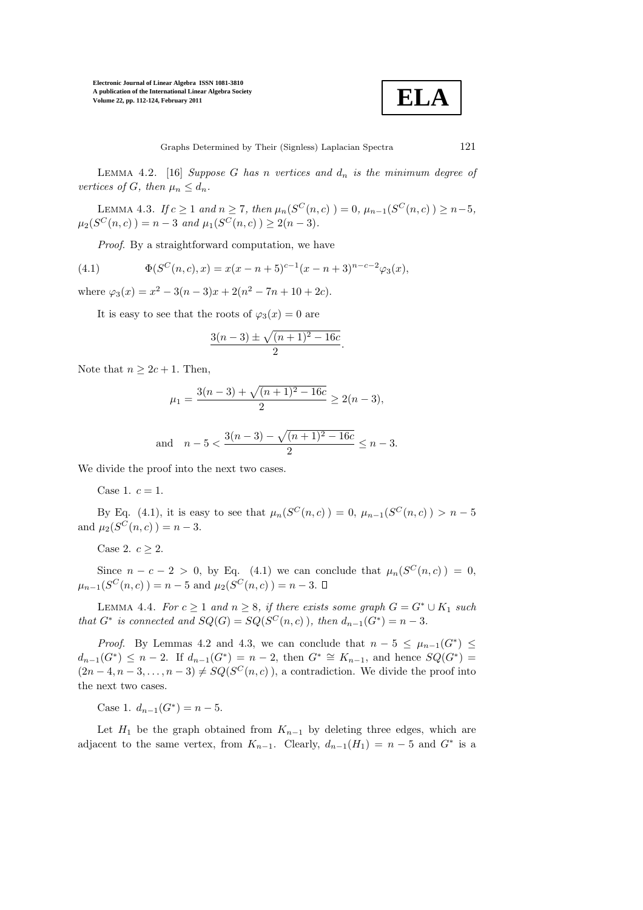Lemma 4.2. [16] *Suppose $G$ has $n$ vertices and $d_n$ is the minimum degree of vertices of $G$, then $\mu_n \le d_n$.*

Lemma 4.3. *If $c \ge 1$ and $n \ge 7$, then $\mu_n(S^C(n,c)) = 0$, $\mu_{n-1}(S^C(n,c)) \ge n-5$, $\mu_2(S^C(n,c)) = n-3$ and $\mu_1(S^C(n,c)) \ge 2(n-3)$.*

*Proof*. By a straightforward computation, we have

$$\Phi(S^C(n,c),x) = x(x-n+5)^{c-1}(x-n+3)^{n-c-2}\varphi_3(x), \tag{4.1}$$

where $\varphi_3(x) = x^2 - 3(n-3)x + 2(n^2 - 7n + 10 + 2c)$.

It is easy to see that the roots of $\varphi_3(x) = 0$ are

$$\frac{3(n-3) \pm \sqrt{(n+1)^2 - 16c}}{2}.$$

Note that $n \ge 2c+1$. Then,

$$\mu_1 = \frac{3(n-3) + \sqrt{(n+1)^2 - 16c}}{2} \ge 2(n-3),$$

$$\text{and} \quad n-5 < \frac{3(n-3) - \sqrt{(n+1)^2 - 16c}}{2} \le n-3.$$

We divide the proof into the next two cases.

Case 1. $c = 1$.

By Eq. (4.1), it is easy to see that $\mu_n(S^C(n,c)) = 0$, $\mu_{n-1}(S^C(n,c)) > n-5$ and $\mu_2(S^C(n,c)) = n-3$.

Case 2. $c \ge 2$.

Since $n-c-2 > 0$, by Eq. (4.1) we can conclude that $\mu_n(S^C(n,c)) = 0$, $\mu_{n-1}(S^C(n,c)) = n-5$ and $\mu_2(S^C(n,c)) = n-3$. $\square$

Lemma 4.4. *For $c \ge 1$ and $n \ge 8$, if there exists some graph $G = G^* \cup K_1$ such that $G^*$ is connected and $SQ(G) = SQ(S^C(n,c))$, then $d_{n-1}(G^*) = n-3$.*

*Proof*. By Lemmas 4.2 and 4.3, we can conclude that $n-5 \le \mu_{n-1}(G^*) \le d_{n-1}(G^*) \le n-2$. If $d_{n-1}(G^*) = n-2$, then $G^* \cong K_{n-1}$, and hence $SQ(G^*) = (2n-4, n-3, \ldots, n-3) \ne SQ(S^C(n,c))$, a contradiction. We divide the proof into the next two cases.

Case 1. $d_{n-1}(G^*) = n-5$.

Let $H_1$ be the graph obtained from $K_{n-1}$ by deleting three edges, which are adjacent to the same vertex, from $K_{n-1}$. Clearly, $d_{n-1}(H_1) = n-5$ and $G^*$ is a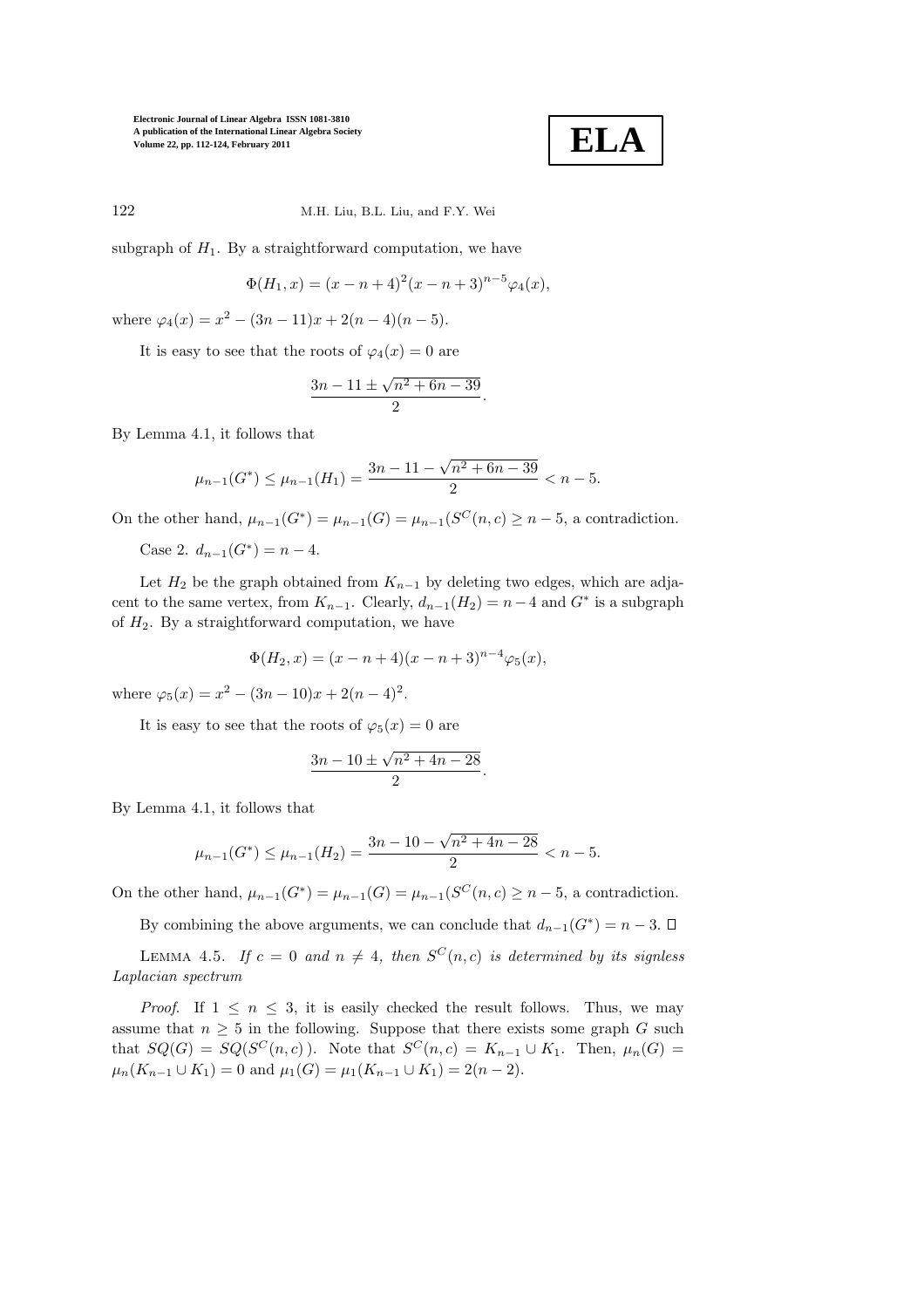subgraph of $H_1$. By a straightforward computation, we have

$$\Phi(H_1, x) = (x - n + 4)^2(x - n + 3)^{n-5}\varphi_4(x),$$

where $\varphi_4(x) = x^2 - (3n - 11)x + 2(n - 4)(n - 5)$.

It is easy to see that the roots of $\varphi_4(x) = 0$ are

$$\frac{3n - 11 \pm \sqrt{n^2 + 6n - 39}}{2}.$$

By Lemma 4.1, it follows that

$$\mu_{n-1}(G^*) \leq \mu_{n-1}(H_1) = \frac{3n - 11 - \sqrt{n^2 + 6n - 39}}{2} < n - 5.$$

On the other hand, $\mu_{n-1}(G^*) = \mu_{n-1}(G) = \mu_{n-1}(S^C(n, c) \geq n - 5$, a contradiction.

Case 2. $d_{n-1}(G^*) = n - 4$.

Let $H_2$ be the graph obtained from $K_{n-1}$ by deleting two edges, which are adjacent to the same vertex, from $K_{n-1}$. Clearly, $d_{n-1}(H_2) = n - 4$ and $G^*$ is a subgraph of $H_2$. By a straightforward computation, we have

$$\Phi(H_2, x) = (x - n + 4)(x - n + 3)^{n-4}\varphi_5(x),$$

where $\varphi_5(x) = x^2 - (3n - 10)x + 2(n - 4)^2$.

It is easy to see that the roots of $\varphi_5(x) = 0$ are

$$\frac{3n - 10 \pm \sqrt{n^2 + 4n - 28}}{2}.$$

By Lemma 4.1, it follows that

$$\mu_{n-1}(G^*) \leq \mu_{n-1}(H_2) = \frac{3n - 10 - \sqrt{n^2 + 4n - 28}}{2} < n - 5.$$

On the other hand, $\mu_{n-1}(G^*) = \mu_{n-1}(G) = \mu_{n-1}(S^C(n, c) \geq n - 5$, a contradiction.

By combining the above arguments, we can conclude that $d_{n-1}(G^*) = n - 3$. □

LEMMA 4.5. *If $c = 0$ and $n \neq 4$, then $S^C(n, c)$ is determined by its signless Laplacian spectrum*

*Proof.* If $1 \leq n \leq 3$, it is easily checked the result follows. Thus, we may assume that $n \geq 5$ in the following. Suppose that there exists some graph $G$ such that $SQ(G) = SQ(S^C(n, c))$. Note that $S^C(n, c) = K_{n-1} \cup K_1$. Then, $\mu_n(G) = \mu_n(K_{n-1} \cup K_1) = 0$ and $\mu_1(G) = \mu_1(K_{n-1} \cup K_1) = 2(n - 2)$.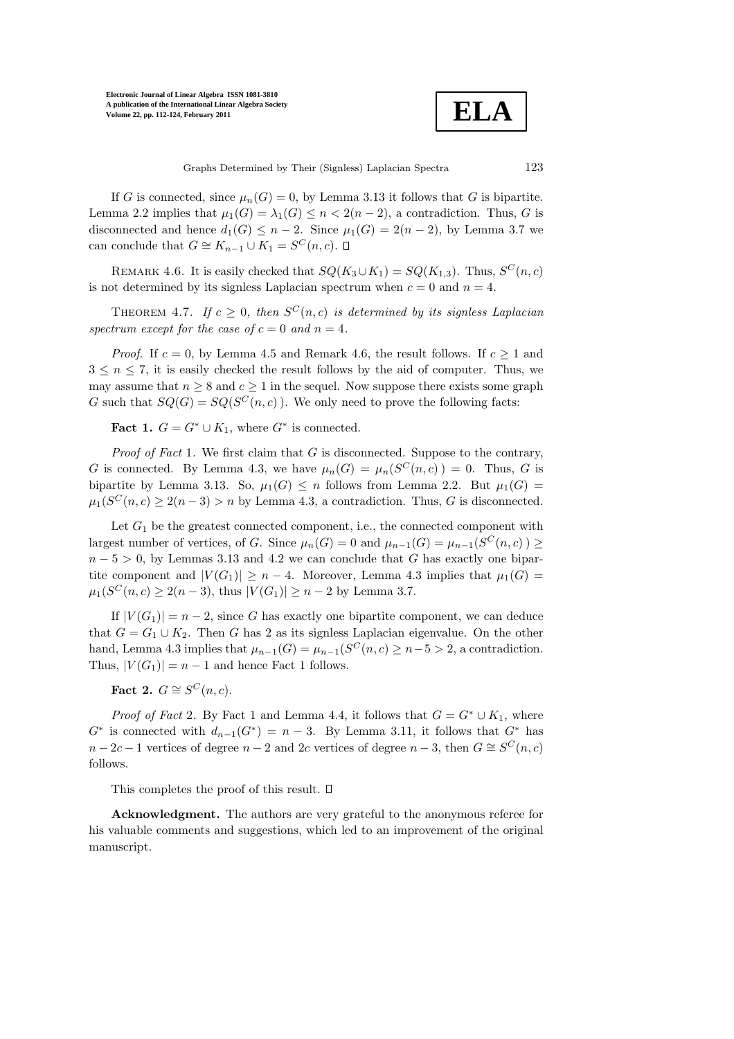If $G$ is connected, since $\mu_n(G) = 0$, by Lemma 3.13 it follows that $G$ is bipartite. Lemma 2.2 implies that $\mu_1(G) = \lambda_1(G) \leq n < 2(n-2)$, a contradiction. Thus, $G$ is disconnected and hence $d_1(G) \leq n-2$. Since $\mu_1(G) = 2(n-2)$, by Lemma 3.7 we can conclude that $G \cong K_{n-1} \cup K_1 = S^C(n,c)$. $\square$

Remark 4.6. It is easily checked that $SQ(K_3 \cup K_1) = SQ(K_{1,3})$. Thus, $S^C(n,c)$ is not determined by its signless Laplacian spectrum when $c = 0$ and $n = 4$.

Theorem 4.7. *If $c \geq 0$, then $S^C(n,c)$ is determined by its signless Laplacian spectrum except for the case of $c = 0$ and $n = 4$.*

*Proof.* If $c = 0$, by Lemma 4.5 and Remark 4.6, the result follows. If $c \geq 1$ and $3 \leq n \leq 7$, it is easily checked the result follows by the aid of computer. Thus, we may assume that $n \geq 8$ and $c \geq 1$ in the sequel. Now suppose there exists some graph $G$ such that $SQ(G) = SQ(S^C(n,c))$. We only need to prove the following facts:

**Fact 1.** $G = G^* \cup K_1$, where $G^*$ is connected.

*Proof of Fact* 1. We first claim that $G$ is disconnected. Suppose to the contrary, $G$ is connected. By Lemma 4.3, we have $\mu_n(G) = \mu_n(S^C(n,c)) = 0$. Thus, $G$ is bipartite by Lemma 3.13. So, $\mu_1(G) \leq n$ follows from Lemma 2.2. But $\mu_1(G) = \mu_1(S^C(n,c) \geq 2(n-3) > n$ by Lemma 4.3, a contradiction. Thus, $G$ is disconnected.

Let $G_1$ be the greatest connected component, i.e., the connected component with largest number of vertices, of $G$. Since $\mu_n(G) = 0$ and $\mu_{n-1}(G) = \mu_{n-1}(S^C(n,c)) \geq n-5 > 0$, by Lemmas 3.13 and 4.2 we can conclude that $G$ has exactly one bipartite component and $|V(G_1)| \geq n-4$. Moreover, Lemma 4.3 implies that $\mu_1(G) = \mu_1(S^C(n,c) \geq 2(n-3)$, thus $|V(G_1)| \geq n-2$ by Lemma 3.7.

If $|V(G_1)| = n-2$, since $G$ has exactly one bipartite component, we can deduce that $G = G_1 \cup K_2$. Then $G$ has 2 as its signless Laplacian eigenvalue. On the other hand, Lemma 4.3 implies that $\mu_{n-1}(G) = \mu_{n-1}(S^C(n,c) \geq n-5 > 2$, a contradiction. Thus, $|V(G_1)| = n-1$ and hence Fact 1 follows.

**Fact 2.** $G \cong S^C(n,c)$.

*Proof of Fact* 2. By Fact 1 and Lemma 4.4, it follows that $G = G^* \cup K_1$, where $G^*$ is connected with $d_{n-1}(G^*) = n-3$. By Lemma 3.11, it follows that $G^*$ has $n-2c-1$ vertices of degree $n-2$ and $2c$ vertices of degree $n-3$, then $G \cong S^C(n,c)$ follows.

This completes the proof of this result. $\square$

**Acknowledgment.** The authors are very grateful to the anonymous referee for his valuable comments and suggestions, which led to an improvement of the original manuscript.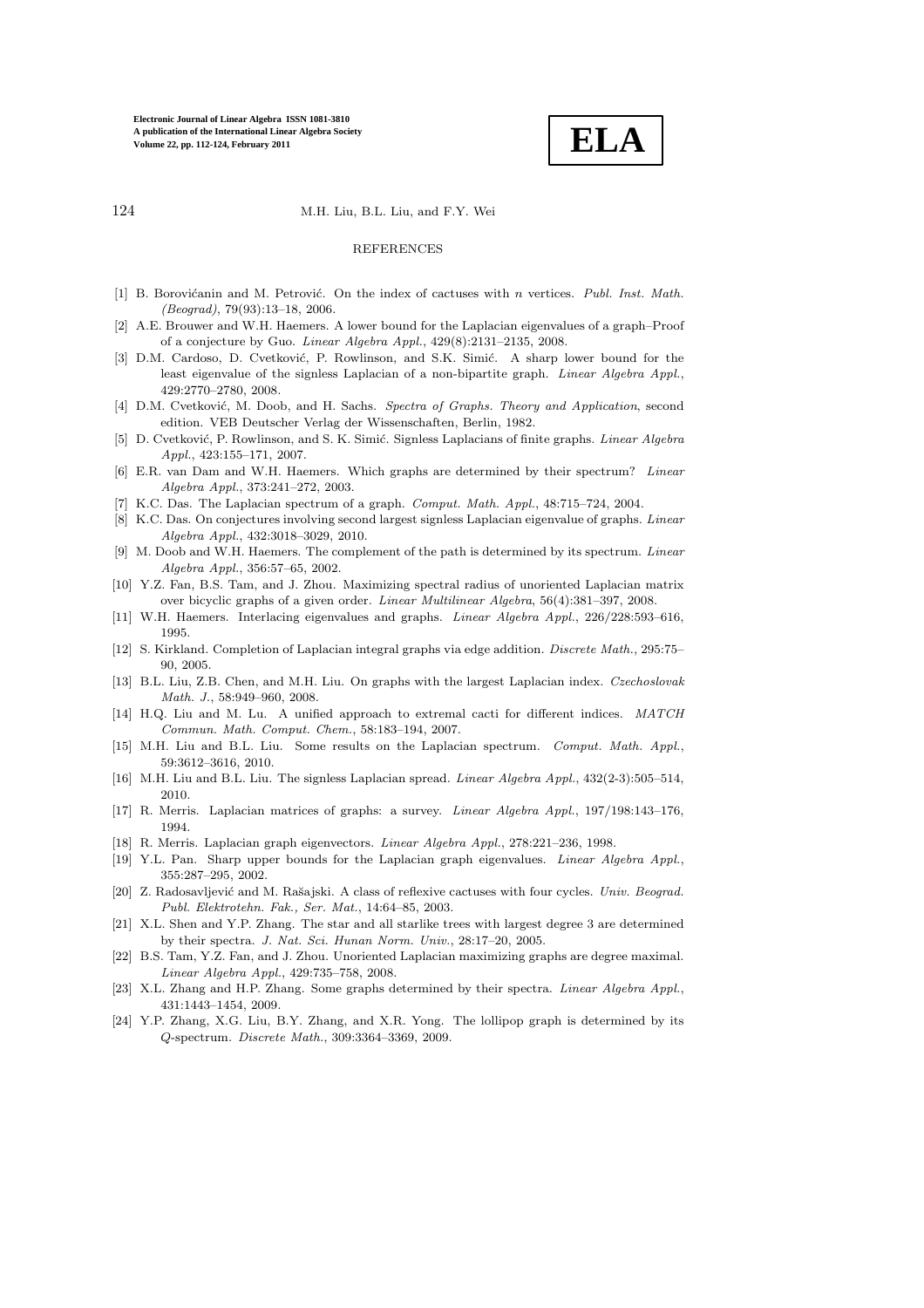## REFERENCES

[1] B. Borovićanin and M. Petrović. On the index of cactuses with $n$ vertices. *Publ. Inst. Math. (Beograd)*, 79(93):13–18, 2006.

[2] A.E. Brouwer and W.H. Haemers. A lower bound for the Laplacian eigenvalues of a graph–Proof of a conjecture by Guo. *Linear Algebra Appl.*, 429(8):2131–2135, 2008.

[3] D.M. Cardoso, D. Cvetković, P. Rowlinson, and S.K. Simić. A sharp lower bound for the least eigenvalue of the signless Laplacian of a non-bipartite graph. *Linear Algebra Appl.*, 429:2770–2780, 2008.

[4] D.M. Cvetković, M. Doob, and H. Sachs. *Spectra of Graphs. Theory and Application*, second edition. VEB Deutscher Verlag der Wissenschaften, Berlin, 1982.

[5] D. Cvetković, P. Rowlinson, and S. K. Simić. Signless Laplacians of finite graphs. *Linear Algebra Appl.*, 423:155–171, 2007.

[6] E.R. van Dam and W.H. Haemers. Which graphs are determined by their spectrum? *Linear Algebra Appl.*, 373:241–272, 2003.

[7] K.C. Das. The Laplacian spectrum of a graph. *Comput. Math. Appl.*, 48:715–724, 2004.

[8] K.C. Das. On conjectures involving second largest signless Laplacian eigenvalue of graphs. *Linear Algebra Appl.*, 432:3018–3029, 2010.

[9] M. Doob and W.H. Haemers. The complement of the path is determined by its spectrum. *Linear Algebra Appl.*, 356:57–65, 2002.

[10] Y.Z. Fan, B.S. Tam, and J. Zhou. Maximizing spectral radius of unoriented Laplacian matrix over bicyclic graphs of a given order. *Linear Multilinear Algebra*, 56(4):381–397, 2008.

[11] W.H. Haemers. Interlacing eigenvalues and graphs. *Linear Algebra Appl.*, 226/228:593–616, 1995.

[12] S. Kirkland. Completion of Laplacian integral graphs via edge addition. *Discrete Math.*, 295:75–90, 2005.

[13] B.L. Liu, Z.B. Chen, and M.H. Liu. On graphs with the largest Laplacian index. *Czechoslovak Math. J.*, 58:949–960, 2008.

[14] H.Q. Liu and M. Lu. A unified approach to extremal cacti for different indices. *MATCH Commun. Math. Comput. Chem.*, 58:183–194, 2007.

[15] M.H. Liu and B.L. Liu. Some results on the Laplacian spectrum. *Comput. Math. Appl.*, 59:3612–3616, 2010.

[16] M.H. Liu and B.L. Liu. The signless Laplacian spread. *Linear Algebra Appl.*, 432(2-3):505–514, 2010.

[17] R. Merris. Laplacian matrices of graphs: a survey. *Linear Algebra Appl.*, 197/198:143–176, 1994.

[18] R. Merris. Laplacian graph eigenvectors. *Linear Algebra Appl.*, 278:221–236, 1998.

[19] Y.L. Pan. Sharp upper bounds for the Laplacian graph eigenvalues. *Linear Algebra Appl.*, 355:287–295, 2002.

[20] Z. Radosavljević and M. Rašajski. A class of reflexive cactuses with four cycles. *Univ. Beograd. Publ. Elektrotehn. Fak., Ser. Mat.*, 14:64–85, 2003.

[21] X.L. Shen and Y.P. Zhang. The star and all starlike trees with largest degree 3 are determined by their spectra. *J. Nat. Sci. Hunan Norm. Univ.*, 28:17–20, 2005.

[22] B.S. Tam, Y.Z. Fan, and J. Zhou. Unoriented Laplacian maximizing graphs are degree maximal. *Linear Algebra Appl.*, 429:735–758, 2008.

[23] X.L. Zhang and H.P. Zhang. Some graphs determined by their spectra. *Linear Algebra Appl.*, 431:1443–1454, 2009.

[24] Y.P. Zhang, X.G. Liu, B.Y. Zhang, and X.R. Yong. The lollipop graph is determined by its $Q$-spectrum. *Discrete Math.*, 309:3364–3369, 2009.